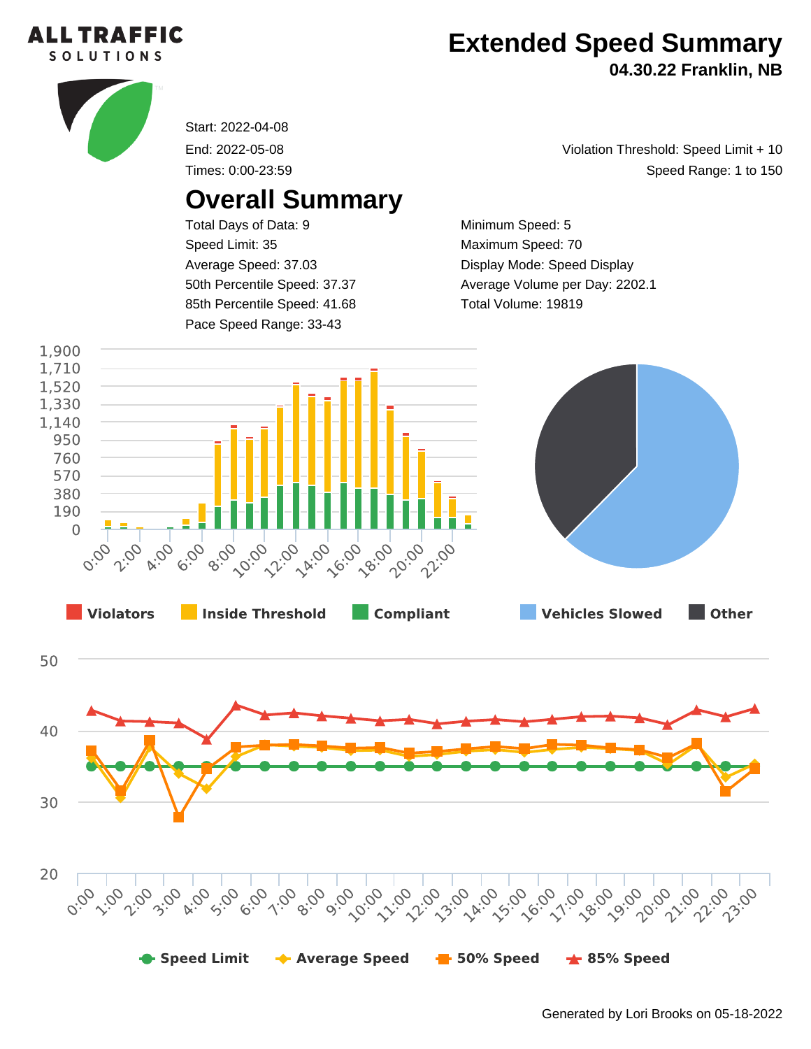ALL TRAFFIC SOLUTIONS

# Extended Speed Summary

**04.30.22 Franklin, NB**

Start: 2022-04-08

End: 2022-05-08

Times: 0:00-23:59

Violation Threshold: Speed Limit + 10

Speed Range: 1 to 150

## Overall Summary

Total Days of Data: 9

Speed Limit: 35

Average Speed: 37.03

50th Percentile Speed: 37.37

85th Percentile Speed: 41.68

Pace Speed Range: 33-43

Minimum Speed: 5

Maximum Speed: 70

Display Mode: Speed Display

Average Volume per Day: 2202.1

Total Volume: 19819

Violators | Inside Threshold | Compliant

Vehicles Slowed | Other

Speed Limit | Average Speed | 50% Speed | 85% Speed

Generated by Lori Brooks on 05-18-2022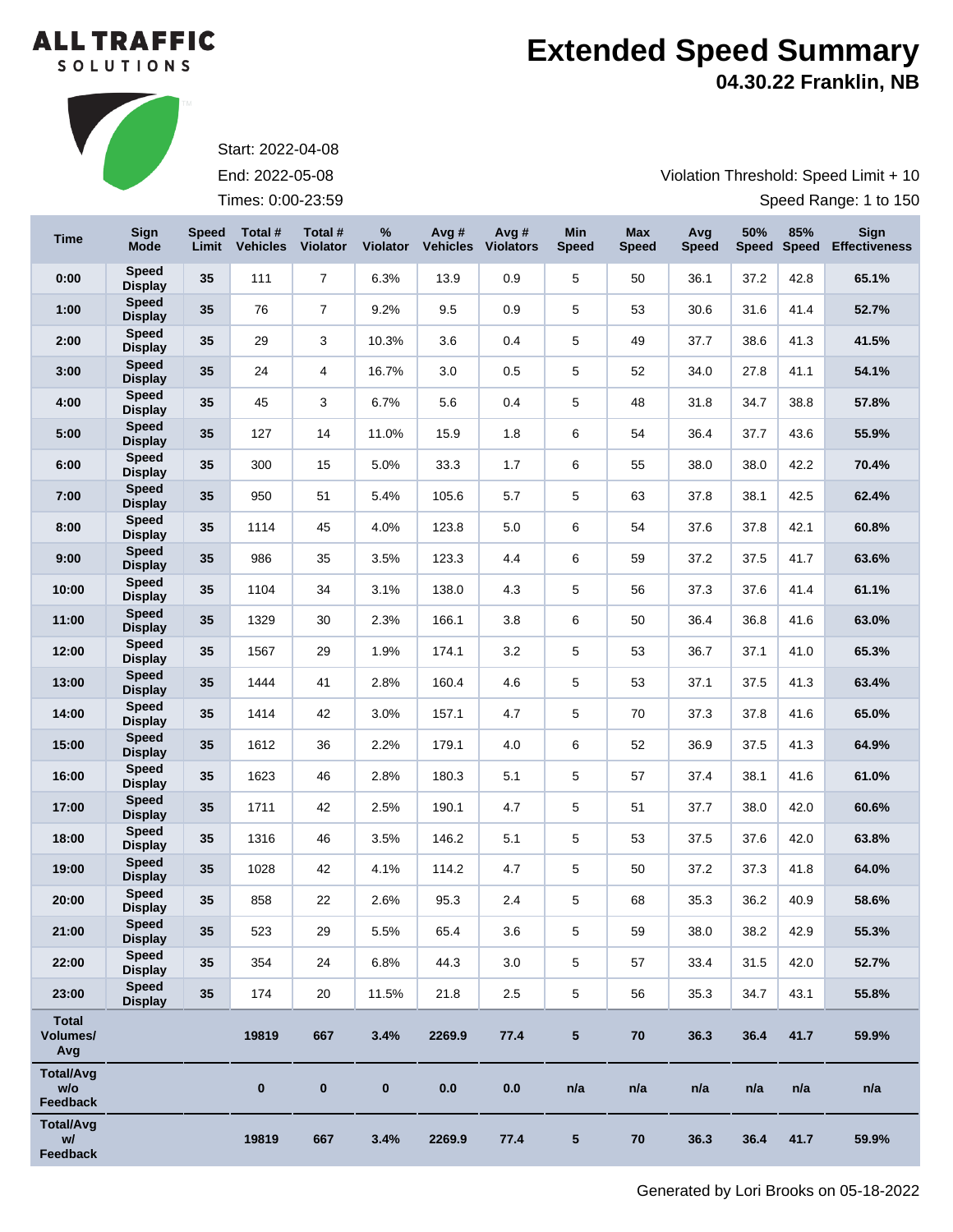ALL TRAFFIC SOLUTIONS

# Extended Speed Summary

## 04.30.22 Franklin, NB

Start: 2022-04-08

End: 2022-05-08

Times: 0:00-23:59

Violation Threshold: Speed Limit + 10

Speed Range: 1 to 150

| Time | Sign Mode | Speed Limit | Total # Vehicles | Total # Violator | % Violator | Avg # Vehicles | Avg # Violators | Min Speed | Max Speed | Avg Speed | 50% Speed | 85% Speed | Sign Effectiveness |
|---|---|---|---|---|---|---|---|---|---|---|---|---|---|
| 0:00 | Speed Display | 35 | 111 | 7 | 6.3% | 13.9 | 0.9 | 5 | 50 | 36.1 | 37.2 | 42.8 | 65.1% |
| 1:00 | Speed Display | 35 | 76 | 7 | 9.2% | 9.5 | 0.9 | 5 | 53 | 30.6 | 31.6 | 41.4 | 52.7% |
| 2:00 | Speed Display | 35 | 29 | 3 | 10.3% | 3.6 | 0.4 | 5 | 49 | 37.7 | 38.6 | 41.3 | 41.5% |
| 3:00 | Speed Display | 35 | 24 | 4 | 16.7% | 3.0 | 0.5 | 5 | 52 | 34.0 | 27.8 | 41.1 | 54.1% |
| 4:00 | Speed Display | 35 | 45 | 3 | 6.7% | 5.6 | 0.4 | 5 | 48 | 31.8 | 34.7 | 38.8 | 57.8% |
| 5:00 | Speed Display | 35 | 127 | 14 | 11.0% | 15.9 | 1.8 | 6 | 54 | 36.4 | 37.7 | 43.6 | 55.9% |
| 6:00 | Speed Display | 35 | 300 | 15 | 5.0% | 33.3 | 1.7 | 6 | 55 | 38.0 | 38.0 | 42.2 | 70.4% |
| 7:00 | Speed Display | 35 | 950 | 51 | 5.4% | 105.6 | 5.7 | 5 | 63 | 37.8 | 38.1 | 42.5 | 62.4% |
| 8:00 | Speed Display | 35 | 1114 | 45 | 4.0% | 123.8 | 5.0 | 6 | 54 | 37.6 | 37.8 | 42.1 | 60.8% |
| 9:00 | Speed Display | 35 | 986 | 35 | 3.5% | 123.3 | 4.4 | 6 | 59 | 37.2 | 37.5 | 41.7 | 63.6% |
| 10:00 | Speed Display | 35 | 1104 | 34 | 3.1% | 138.0 | 4.3 | 5 | 56 | 37.3 | 37.6 | 41.4 | 61.1% |
| 11:00 | Speed Display | 35 | 1329 | 30 | 2.3% | 166.1 | 3.8 | 6 | 50 | 36.4 | 36.8 | 41.6 | 63.0% |
| 12:00 | Speed Display | 35 | 1567 | 29 | 1.9% | 174.1 | 3.2 | 5 | 53 | 36.7 | 37.1 | 41.0 | 65.3% |
| 13:00 | Speed Display | 35 | 1444 | 41 | 2.8% | 160.4 | 4.6 | 5 | 53 | 37.1 | 37.5 | 41.3 | 63.4% |
| 14:00 | Speed Display | 35 | 1414 | 42 | 3.0% | 157.1 | 4.7 | 5 | 70 | 37.3 | 37.8 | 41.6 | 65.0% |
| 15:00 | Speed Display | 35 | 1612 | 36 | 2.2% | 179.1 | 4.0 | 6 | 52 | 36.9 | 37.5 | 41.3 | 64.9% |
| 16:00 | Speed Display | 35 | 1623 | 46 | 2.8% | 180.3 | 5.1 | 5 | 57 | 37.4 | 38.1 | 41.6 | 61.0% |
| 17:00 | Speed Display | 35 | 1711 | 42 | 2.5% | 190.1 | 4.7 | 5 | 51 | 37.7 | 38.0 | 42.0 | 60.6% |
| 18:00 | Speed Display | 35 | 1316 | 46 | 3.5% | 146.2 | 5.1 | 5 | 53 | 37.5 | 37.6 | 42.0 | 63.8% |
| 19:00 | Speed Display | 35 | 1028 | 42 | 4.1% | 114.2 | 4.7 | 5 | 50 | 37.2 | 37.3 | 41.8 | 64.0% |
| 20:00 | Speed Display | 35 | 858 | 22 | 2.6% | 95.3 | 2.4 | 5 | 68 | 35.3 | 36.2 | 40.9 | 58.6% |
| 21:00 | Speed Display | 35 | 523 | 29 | 5.5% | 65.4 | 3.6 | 5 | 59 | 38.0 | 38.2 | 42.9 | 55.3% |
| 22:00 | Speed Display | 35 | 354 | 24 | 6.8% | 44.3 | 3.0 | 5 | 57 | 33.4 | 31.5 | 42.0 | 52.7% |
| 23:00 | Speed Display | 35 | 174 | 20 | 11.5% | 21.8 | 2.5 | 5 | 56 | 35.3 | 34.7 | 43.1 | 55.8% |
| **Total Volumes/ Avg** | | | **19819** | **667** | **3.4%** | **2269.9** | **77.4** | **5** | **70** | **36.3** | **36.4** | **41.7** | **59.9%** |
| **Total/Avg w/o Feedback** | | | **0** | **0** | **0** | **0.0** | **0.0** | **n/a** | **n/a** | **n/a** | **n/a** | **n/a** | **n/a** |
| **Total/Avg w/ Feedback** | | | **19819** | **667** | **3.4%** | **2269.9** | **77.4** | **5** | **70** | **36.3** | **36.4** | **41.7** | **59.9%** |

Generated by Lori Brooks on 05-18-2022